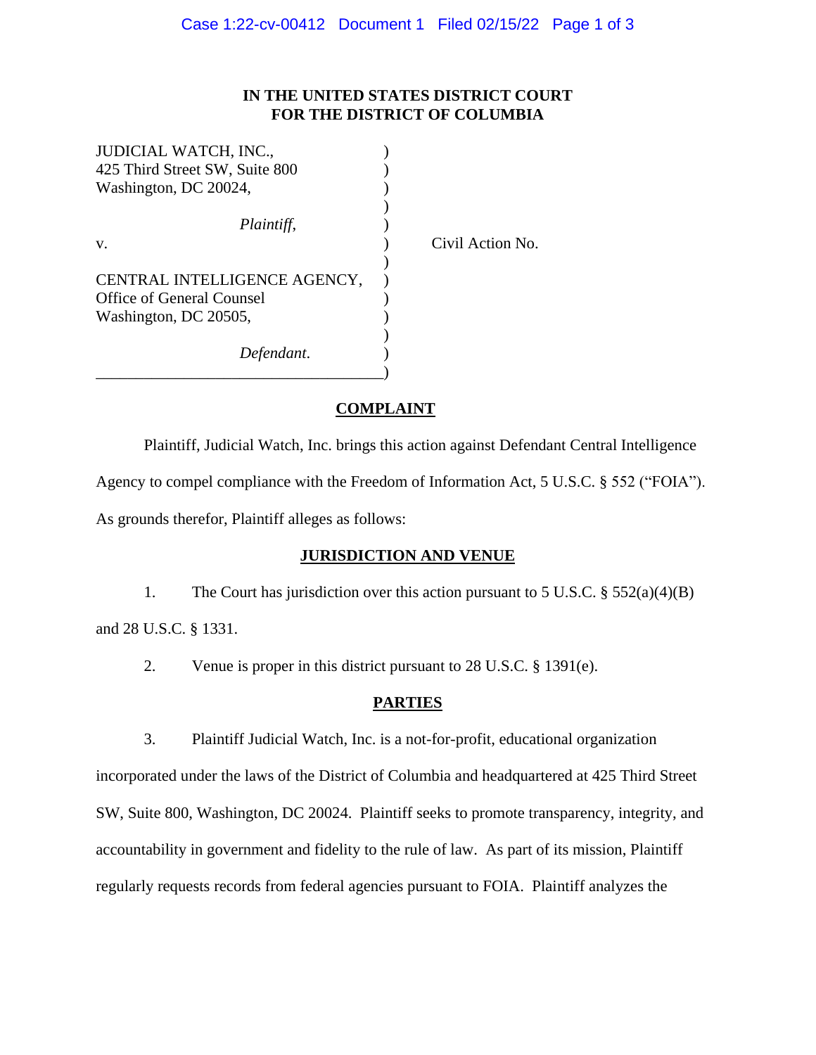**IN THE UNITED STATES DISTRICT COURT**
**FOR THE DISTRICT OF COLUMBIA**

JUDICIAL WATCH, INC.,
425 Third Street SW, Suite 800
Washington, DC 20024,

*Plaintiff*,

v.

CENTRAL INTELLIGENCE AGENCY,
Office of General Counsel
Washington, DC 20505,

*Defendant*.

Civil Action No.

## COMPLAINT

Plaintiff, Judicial Watch, Inc. brings this action against Defendant Central Intelligence Agency to compel compliance with the Freedom of Information Act, 5 U.S.C. § 552 ("FOIA"). As grounds therefor, Plaintiff alleges as follows:

## JURISDICTION AND VENUE

1. The Court has jurisdiction over this action pursuant to 5 U.S.C. § 552(a)(4)(B) and 28 U.S.C. § 1331.

2. Venue is proper in this district pursuant to 28 U.S.C. § 1391(e).

## PARTIES

3. Plaintiff Judicial Watch, Inc. is a not-for-profit, educational organization incorporated under the laws of the District of Columbia and headquartered at 425 Third Street SW, Suite 800, Washington, DC 20024. Plaintiff seeks to promote transparency, integrity, and accountability in government and fidelity to the rule of law. As part of its mission, Plaintiff regularly requests records from federal agencies pursuant to FOIA. Plaintiff analyzes the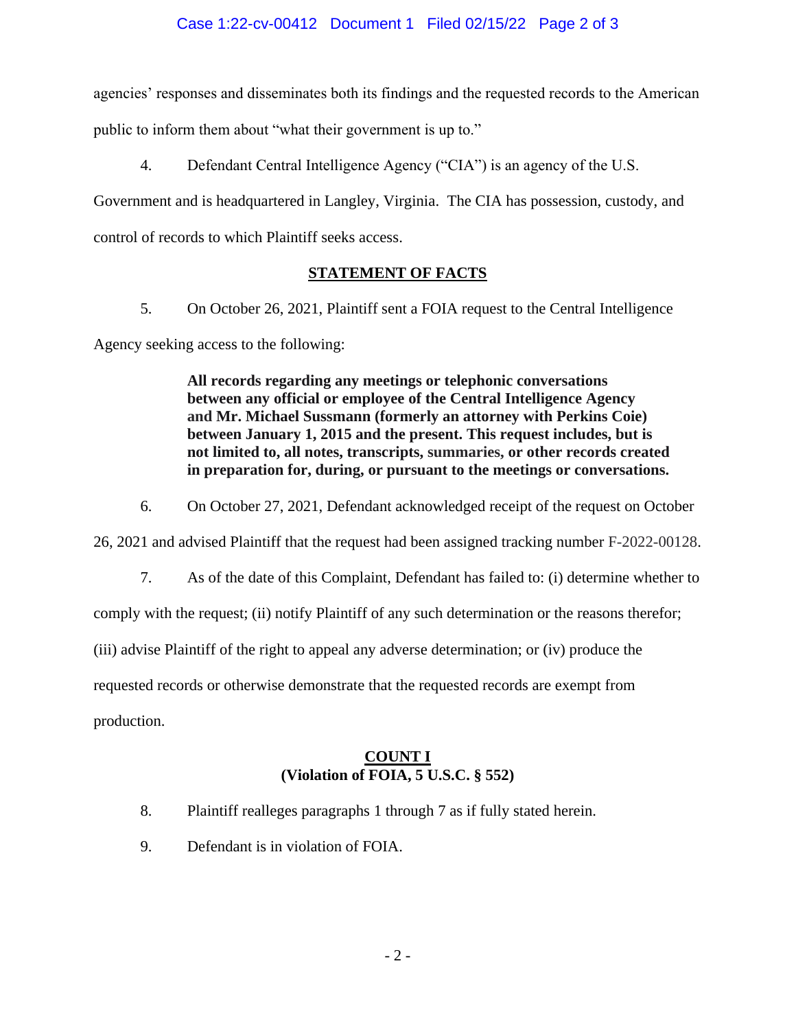agencies' responses and disseminates both its findings and the requested records to the American public to inform them about "what their government is up to."

4. Defendant Central Intelligence Agency ("CIA") is an agency of the U.S. Government and is headquartered in Langley, Virginia. The CIA has possession, custody, and control of records to which Plaintiff seeks access.

## STATEMENT OF FACTS

5. On October 26, 2021, Plaintiff sent a FOIA request to the Central Intelligence Agency seeking access to the following:

> **All records regarding any meetings or telephonic conversations between any official or employee of the Central Intelligence Agency and Mr. Michael Sussmann (formerly an attorney with Perkins Coie) between January 1, 2015 and the present. This request includes, but is not limited to, all notes, transcripts, summaries, or other records created in preparation for, during, or pursuant to the meetings or conversations.**

6. On October 27, 2021, Defendant acknowledged receipt of the request on October 26, 2021 and advised Plaintiff that the request had been assigned tracking number F-2022-00128.

7. As of the date of this Complaint, Defendant has failed to: (i) determine whether to comply with the request; (ii) notify Plaintiff of any such determination or the reasons therefor; (iii) advise Plaintiff of the right to appeal any adverse determination; or (iv) produce the requested records or otherwise demonstrate that the requested records are exempt from production.

## COUNT I
## (Violation of FOIA, 5 U.S.C. § 552)

8. Plaintiff realleges paragraphs 1 through 7 as if fully stated herein.

9. Defendant is in violation of FOIA.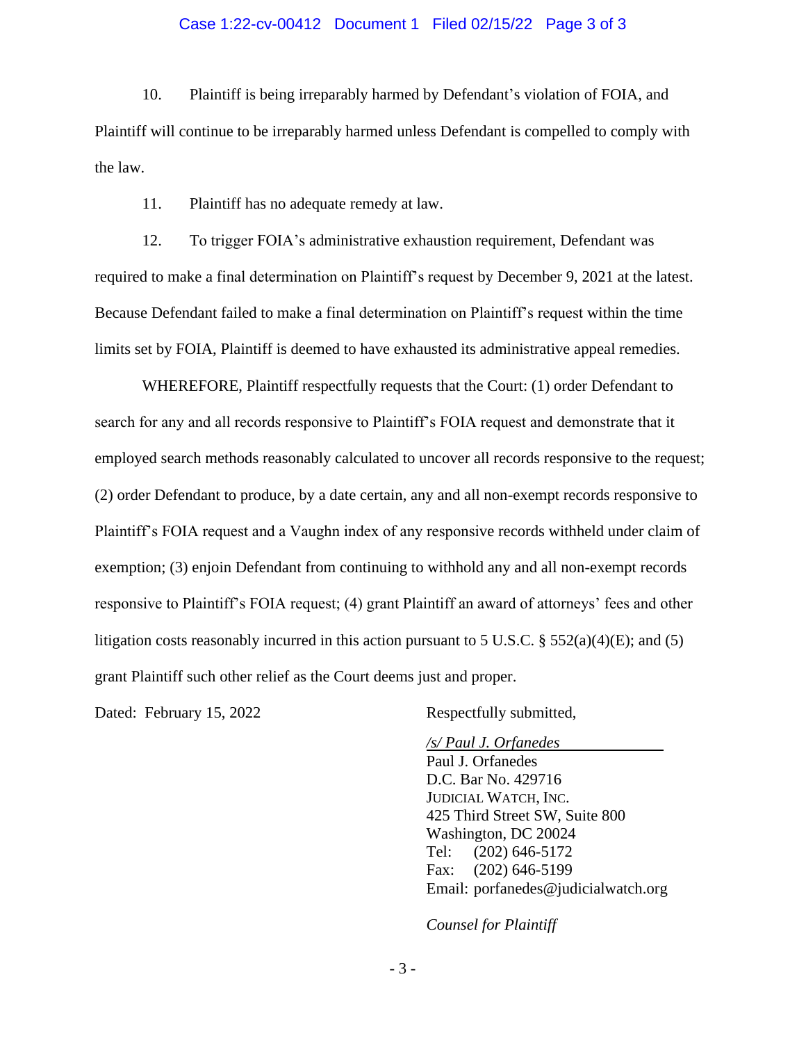10. Plaintiff is being irreparably harmed by Defendant's violation of FOIA, and Plaintiff will continue to be irreparably harmed unless Defendant is compelled to comply with the law.

11. Plaintiff has no adequate remedy at law.

12. To trigger FOIA's administrative exhaustion requirement, Defendant was required to make a final determination on Plaintiff's request by December 9, 2021 at the latest. Because Defendant failed to make a final determination on Plaintiff's request within the time limits set by FOIA, Plaintiff is deemed to have exhausted its administrative appeal remedies.

WHEREFORE, Plaintiff respectfully requests that the Court: (1) order Defendant to search for any and all records responsive to Plaintiff's FOIA request and demonstrate that it employed search methods reasonably calculated to uncover all records responsive to the request; (2) order Defendant to produce, by a date certain, any and all non-exempt records responsive to Plaintiff's FOIA request and a Vaughn index of any responsive records withheld under claim of exemption; (3) enjoin Defendant from continuing to withhold any and all non-exempt records responsive to Plaintiff's FOIA request; (4) grant Plaintiff an award of attorneys' fees and other litigation costs reasonably incurred in this action pursuant to 5 U.S.C. § 552(a)(4)(E); and (5) grant Plaintiff such other relief as the Court deems just and proper.

Dated: February 15, 2022

Respectfully submitted,

*/s/ Paul J. Orfanedes*
Paul J. Orfanedes
D.C. Bar No. 429716
JUDICIAL WATCH, INC.
425 Third Street SW, Suite 800
Washington, DC 20024
Tel: (202) 646-5172
Fax: (202) 646-5199
Email: porfanedes@judicialwatch.org

*Counsel for Plaintiff*